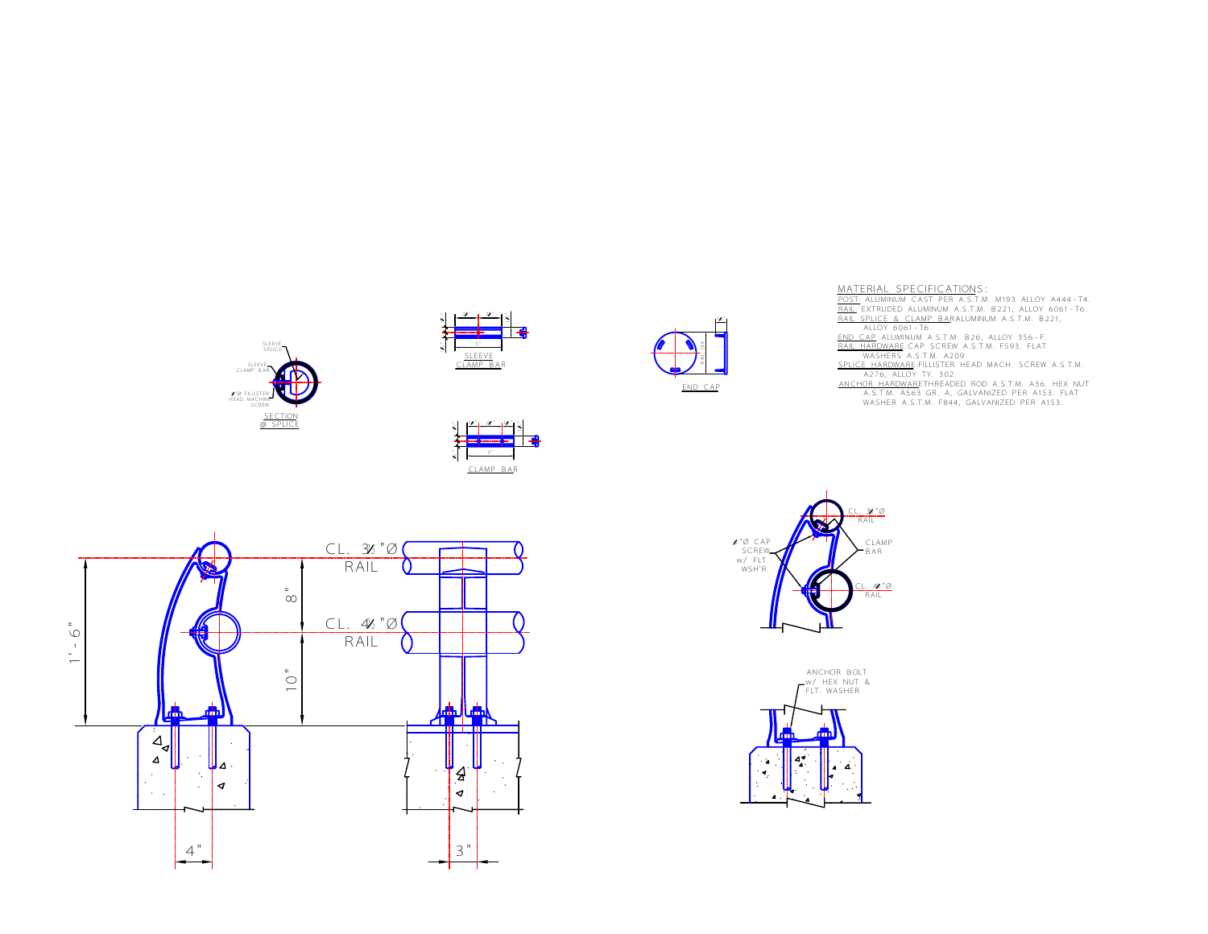SLEEVE SPLICE

SLEEVE CLAMP BAR

¼"Ø FILLISTER HEAD MACHINE SCREW

SECTION @ SPLICE

SLEEVE CLAMP BAR

CLAMP BAR

END CAP

## MATERIAL SPECIFICATIONS:

POST: ALUMINUM CAST PER A.S.T.M. M193 ALLOY A444-T4.
RAIL: EXTRUDED ALUMINUM A.S.T.M. B221, ALLOY 6061-T6.
RAIL SPLICE & CLAMP BAR: ALUMINUM A.S.T.M. B221, ALLOY 6061-T6.
END CAP: ALUMINUM A.S.T.M. B26, ALLOY 356-F.
RAIL HARDWARE: CAP SCREW A.S.T.M. F593. FLAT WASHERS A.S.T.M. A209.
SPLICE HARDWARE: FILLISTER HEAD MACH. SCREW A.S.T.M. A276, ALLOY TY. 302.
ANCHOR HARDWARE: THREADED ROD A.S.T.M. A36. HEX NUT A.S.T.M. A563 GR. A, GALVANIZED PER A153. FLAT WASHER A.S.T.M. F844, GALVANIZED PER A153.

CL. 3½"Ø RAIL

CL. 4½"Ø RAIL

1'-6"

8"

10"

4"

3"

¼"Ø CAP SCREW w/ FLT WSH'R.

CLAMP BAR

CL. 3½"Ø RAIL

CL. 4½"Ø RAIL

ANCHOR BOLT w/ HEX NUT & FLT. WASHER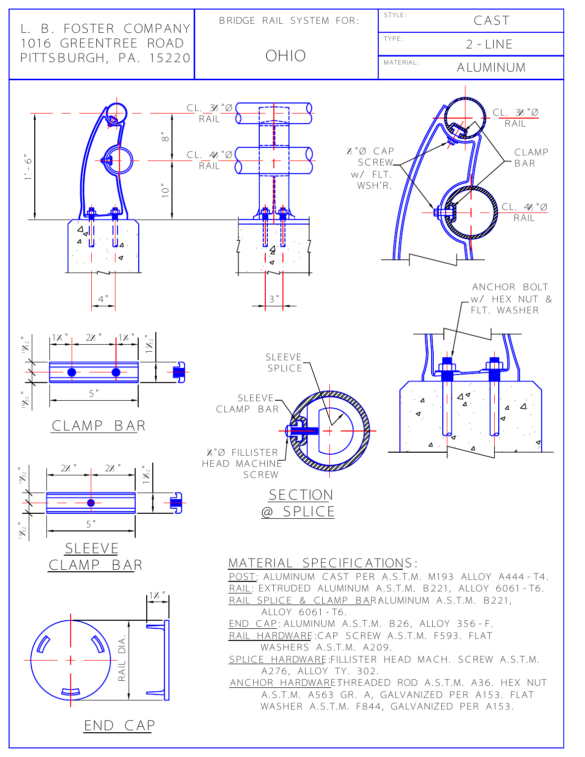| | | | |
|---|---|---|---|
| L. B. FOSTER COMPANY<br>1016 GREENTREE ROAD<br>PITTSBURGH, PA. 15220 | BRIDGE RAIL SYSTEM FOR:<br>OHIO | STYLE: | CAST |
| | | TYPE: | 2 - LINE |
| | | MATERIAL: | ALUMINUM |

CL. 3½"Ø RAIL

CL. 4½"Ø RAIL

1' - 6"

8"

10"

4"

3"

½"Ø CAP SCREW w/ FLT. WSH'R.

CLAMP BAR

CL. 3½"Ø RAIL

CL. 4½"Ø RAIL

ANCHOR BOLT w/ HEX NUT & FLT. WASHER

1¼" 2½" 1¼"

1⁹⁄₃₂"

1⁹⁄₃₂"

1⁵⁄₃₂"

5"

CLAMP BAR

SLEEVE SPLICE

SLEEVE CLAMP BAR

⅜"Ø FILLISTER HEAD MACHINE SCREW

SECTION @ SPLICE

2½" 2½"

1⁹⁄₃₂"

1⁹⁄₃₂"

1⁵⁄₃₂"

5"

SLEEVE CLAMP BAR

1¼"

RAIL DIA.

END CAP

## MATERIAL SPECIFICATIONS:

POST: ALUMINUM CAST PER A.S.T.M. M193 ALLOY A444 - T4.

RAIL: EXTRUDED ALUMINUM A.S.T.M. B221, ALLOY 6061 - T6.

RAIL SPLICE & CLAMP BAR: ALUMINUM A.S.T.M. B221, ALLOY 6061 - T6.

END CAP: ALUMINUM A.S.T.M. B26, ALLOY 356 - F.

RAIL HARDWARE: CAP SCREW A.S.T.M. F593. FLAT WASHERS A.S.T.M. A209.

SPLICE HARDWARE: FILLISTER HEAD MACH. SCREW A.S.T.M. A276, ALLOY TY. 302.

ANCHOR HARDWARE: THREADED ROD A.S.T.M. A36. HEX NUT A.S.T.M. A563 GR. A, GALVANIZED PER A153. FLAT WASHER A.S.T.M. F844, GALVANIZED PER A153.